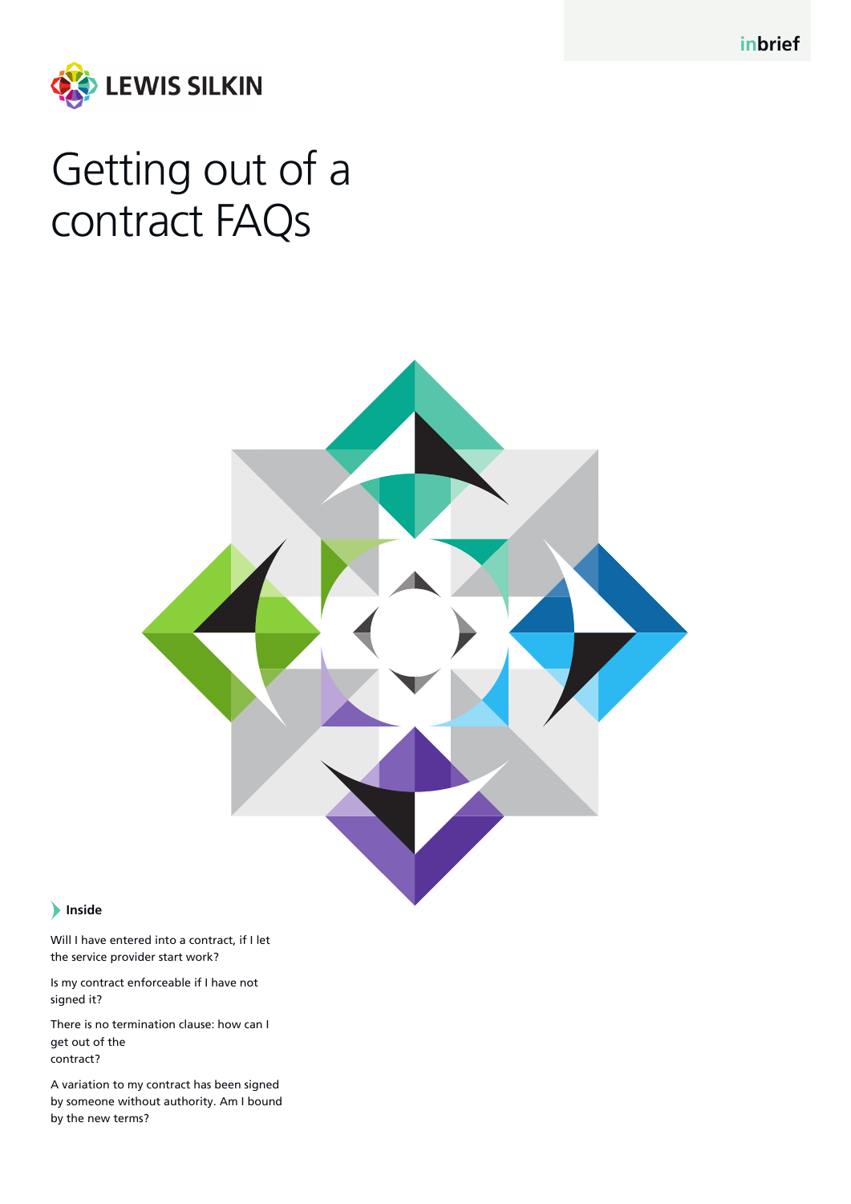inbrief

LEWIS SILKIN

# Getting out of a contract FAQs

**Inside**

Will I have entered into a contract, if I let the service provider start work?

Is my contract enforceable if I have not signed it?

There is no termination clause: how can I get out of the contract?

A variation to my contract has been signed by someone without authority. Am I bound by the new terms?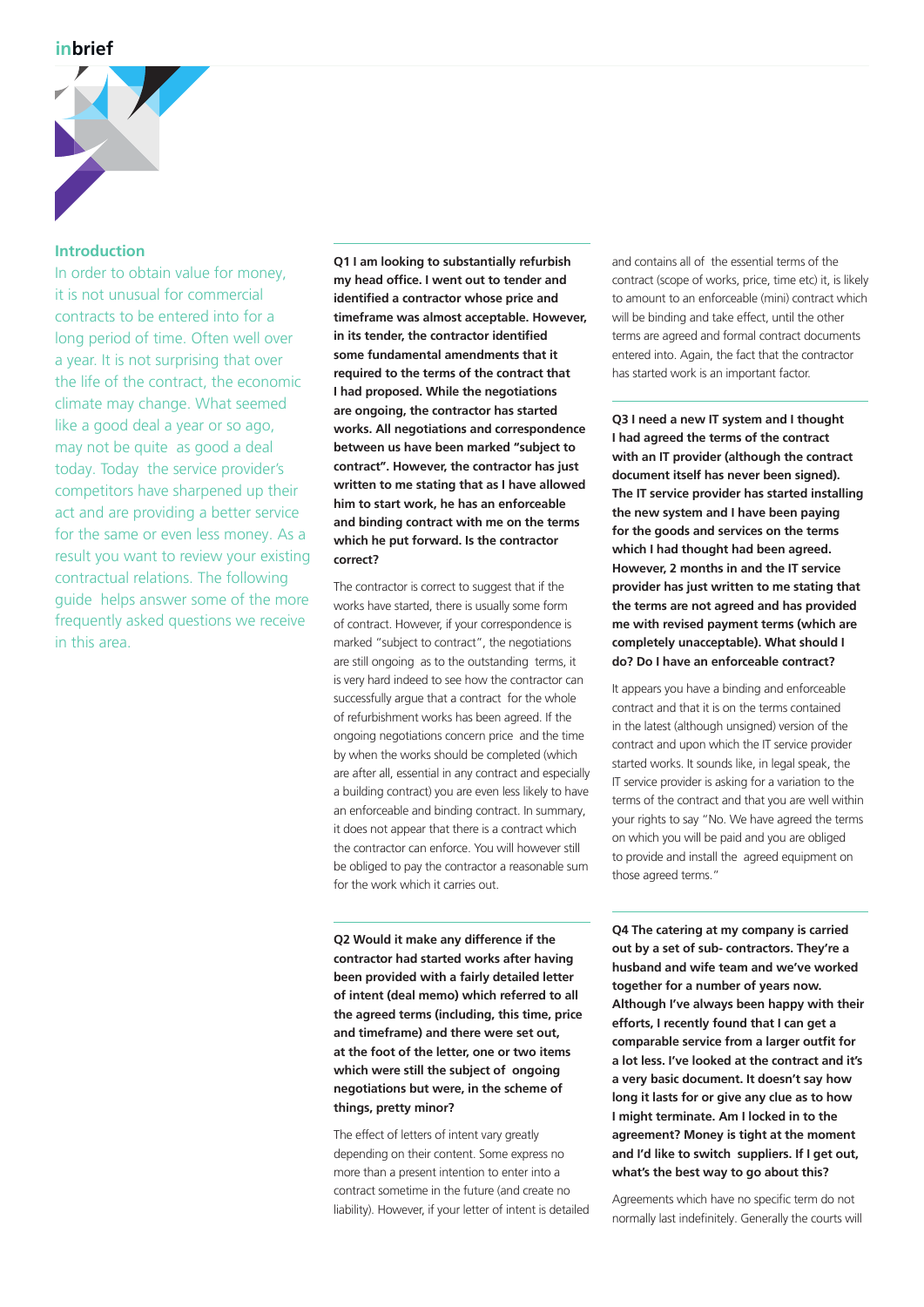## Introduction

In order to obtain value for money, it is not unusual for commercial contracts to be entered into for a long period of time. Often well over a year. It is not surprising that over the life of the contract, the economic climate may change. What seemed like a good deal a year or so ago, may not be quite as good a deal today. Today the service provider's competitors have sharpened up their act and are providing a better service for the same or even less money. As a result you want to review your existing contractual relations. The following guide helps answer some of the more frequently asked questions we receive in this area.

**Q1 I am looking to substantially refurbish my head office. I went out to tender and identified a contractor whose price and timeframe was almost acceptable. However, in its tender, the contractor identified some fundamental amendments that it required to the terms of the contract that I had proposed. While the negotiations are ongoing, the contractor has started works. All negotiations and correspondence between us have been marked "subject to contract". However, the contractor has just written to me stating that as I have allowed him to start work, he has an enforceable and binding contract with me on the terms which he put forward. Is the contractor correct?**

The contractor is correct to suggest that if the works have started, there is usually some form of contract. However, if your correspondence is marked "subject to contract", the negotiations are still ongoing as to the outstanding terms, it is very hard indeed to see how the contractor can successfully argue that a contract for the whole of refurbishment works has been agreed. If the ongoing negotiations concern price and the time by when the works should be completed (which are after all, essential in any contract and especially a building contract) you are even less likely to have an enforceable and binding contract. In summary, it does not appear that there is a contract which the contractor can enforce. You will however still be obliged to pay the contractor a reasonable sum for the work which it carries out.

**Q2 Would it make any difference if the contractor had started works after having been provided with a fairly detailed letter of intent (deal memo) which referred to all the agreed terms (including, this time, price and timeframe) and there were set out, at the foot of the letter, one or two items which were still the subject of ongoing negotiations but were, in the scheme of things, pretty minor?**

The effect of letters of intent vary greatly depending on their content. Some express no more than a present intention to enter into a contract sometime in the future (and create no liability). However, if your letter of intent is detailed and contains all of the essential terms of the contract (scope of works, price, time etc) it, is likely to amount to an enforceable (mini) contract which will be binding and take effect, until the other terms are agreed and formal contract documents entered into. Again, the fact that the contractor has started work is an important factor.

**Q3 I need a new IT system and I thought I had agreed the terms of the contract with an IT provider (although the contract document itself has never been signed). The IT service provider has started installing the new system and I have been paying for the goods and services on the terms which I had thought had been agreed. However, 2 months in and the IT service provider has just written to me stating that the terms are not agreed and has provided me with revised payment terms (which are completely unacceptable). What should I do? Do I have an enforceable contract?**

It appears you have a binding and enforceable contract and that it is on the terms contained in the latest (although unsigned) version of the contract and upon which the IT service provider started works. It sounds like, in legal speak, the IT service provider is asking for a variation to the terms of the contract and that you are well within your rights to say "No. We have agreed the terms on which you will be paid and you are obliged to provide and install the agreed equipment on those agreed terms."

**Q4 The catering at my company is carried out by a set of sub- contractors. They're a husband and wife team and we've worked together for a number of years now. Although I've always been happy with their efforts, I recently found that I can get a comparable service from a larger outfit for a lot less. I've looked at the contract and it's a very basic document. It doesn't say how long it lasts for or give any clue as to how I might terminate. Am I locked in to the agreement? Money is tight at the moment and I'd like to switch suppliers. If I get out, what's the best way to go about this?**

Agreements which have no specific term do not normally last indefinitely. Generally the courts will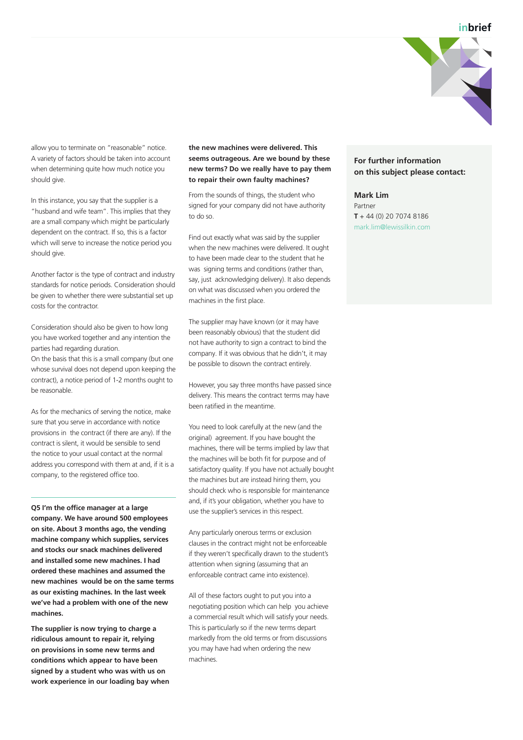allow you to terminate on "reasonable" notice. A variety of factors should be taken into account when determining quite how much notice you should give.

In this instance, you say that the supplier is a "husband and wife team". This implies that they are a small company which might be particularly dependent on the contract. If so, this is a factor which will serve to increase the notice period you should give.

Another factor is the type of contract and industry standards for notice periods. Consideration should be given to whether there were substantial set up costs for the contractor.

Consideration should also be given to how long you have worked together and any intention the parties had regarding duration.
On the basis that this is a small company (but one whose survival does not depend upon keeping the contract), a notice period of 1-2 months ought to be reasonable.

As for the mechanics of serving the notice, make sure that you serve in accordance with notice provisions in the contract (if there are any). If the contract is silent, it would be sensible to send the notice to your usual contact at the normal address you correspond with them at and, if it is a company, to the registered office too.

---

**Q5 I'm the office manager at a large company. We have around 500 employees on site. About 3 months ago, the vending machine company which supplies, services and stocks our snack machines delivered and installed some new machines. I had ordered these machines and assumed the new machines would be on the same terms as our existing machines. In the last week we've had a problem with one of the new machines.**

**The supplier is now trying to charge a ridiculous amount to repair it, relying on provisions in some new terms and conditions which appear to have been signed by a student who was with us on work experience in our loading bay when the new machines were delivered. This seems outrageous. Are we bound by these new terms? Do we really have to pay them to repair their own faulty machines?**

From the sounds of things, the student who signed for your company did not have authority to do so.

Find out exactly what was said by the supplier when the new machines were delivered. It ought to have been made clear to the student that he was signing terms and conditions (rather than, say, just acknowledging delivery). It also depends on what was discussed when you ordered the machines in the first place.

The supplier may have known (or it may have been reasonably obvious) that the student did not have authority to sign a contract to bind the company. If it was obvious that he didn't, it may be possible to disown the contract entirely.

However, you say three months have passed since delivery. This means the contract terms may have been ratified in the meantime.

You need to look carefully at the new (and the original) agreement. If you have bought the machines, there will be terms implied by law that the machines will be both fit for purpose and of satisfactory quality. If you have not actually bought the machines but are instead hiring them, you should check who is responsible for maintenance and, if it's your obligation, whether you have to use the supplier's services in this respect.

Any particularly onerous terms or exclusion clauses in the contract might not be enforceable if they weren't specifically drawn to the student's attention when signing (assuming that an enforceable contract came into existence).

All of these factors ought to put you into a negotiating position which can help you achieve a commercial result which will satisfy your needs. This is particularly so if the new terms depart markedly from the old terms or from discussions you may have had when ordering the new machines.

**For further information on this subject please contact:**

**Mark Lim**
Partner
**T** + 44 (0) 20 7074 8186
mark.lim@lewissilkin.com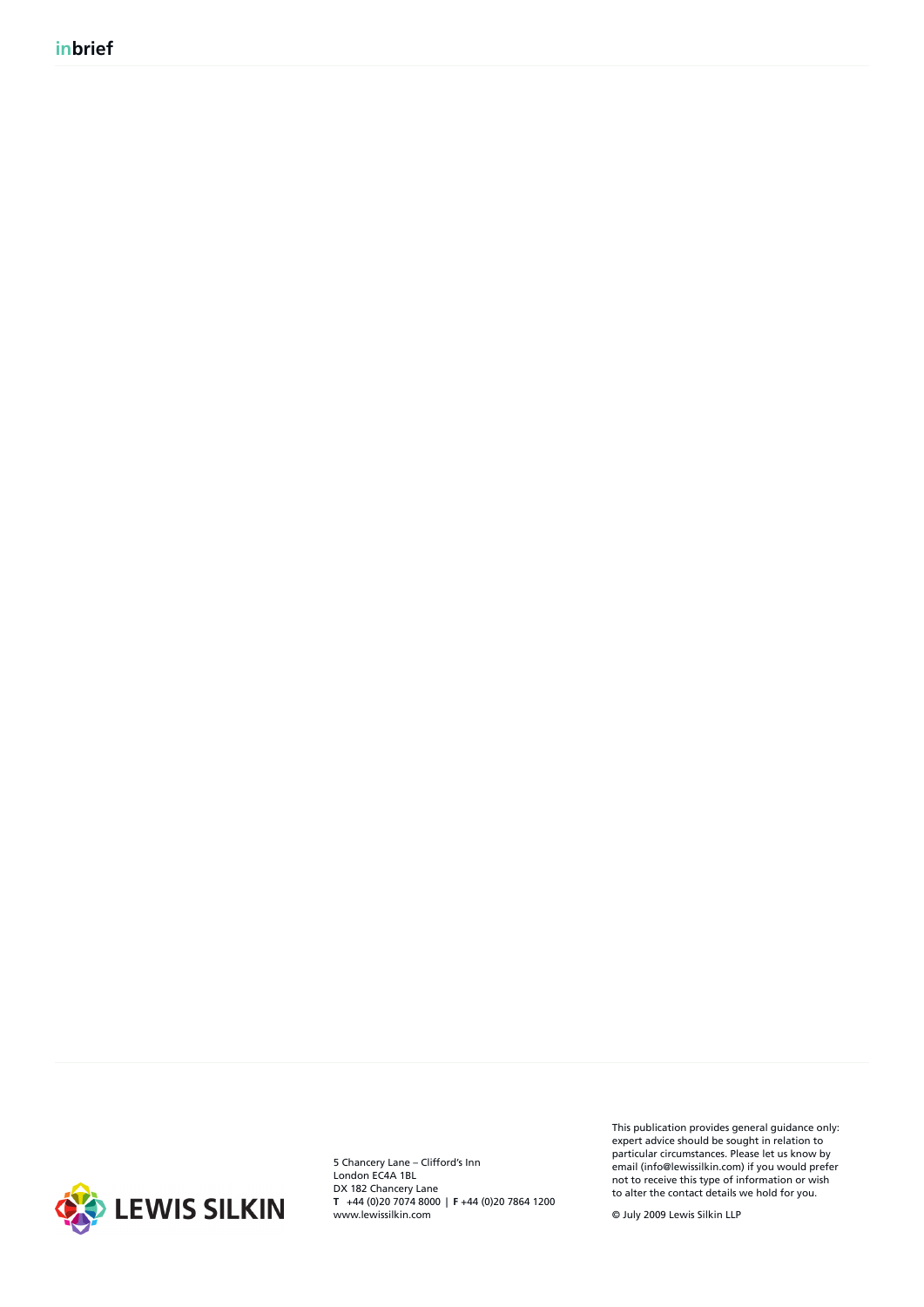LEWIS SILKIN

5 Chancery Lane – Clifford's Inn
London EC4A 1BL
DX 182 Chancery Lane
**T** +44 (0)20 7074 8000 | **F** +44 (0)20 7864 1200
www.lewissilkin.com

This publication provides general guidance only: expert advice should be sought in relation to particular circumstances. Please let us know by email (info@lewissilkin.com) if you would prefer not to receive this type of information or wish to alter the contact details we hold for you.

© July 2009 Lewis Silkin LLP